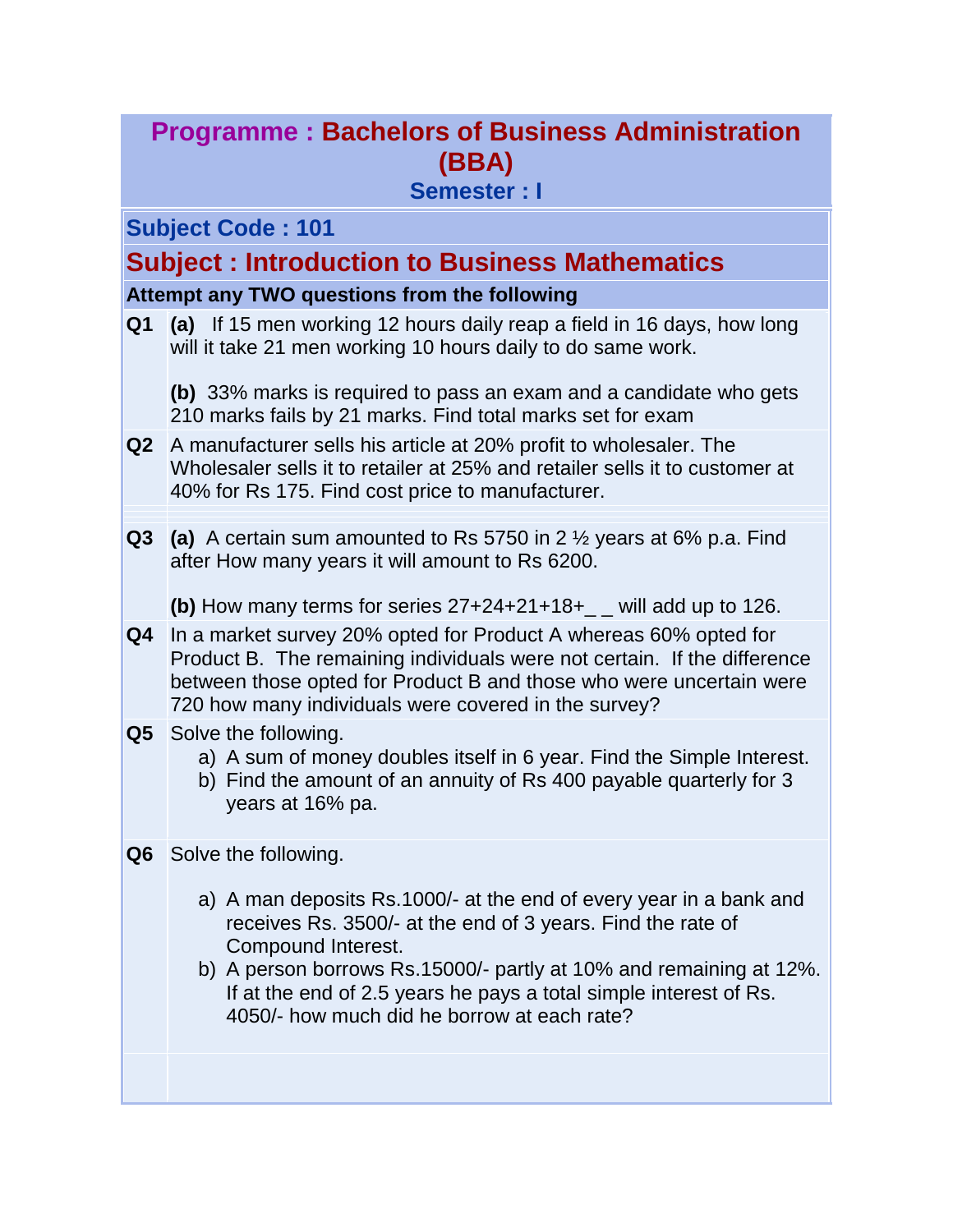# Programme : Bachelors of Business Administration (BBA)

## Semester : I

**Subject Code : 101**

## Subject : Introduction to Business Mathematics

**Attempt any TWO questions from the following**

**Q1** **(a)** If 15 men working 12 hours daily reap a field in 16 days, how long will it take 21 men working 10 hours daily to do same work.

**(b)** 33% marks is required to pass an exam and a candidate who gets 210 marks fails by 21 marks. Find total marks set for exam

**Q2** A manufacturer sells his article at 20% profit to wholesaler. The Wholesaler sells it to retailer at 25% and retailer sells it to customer at 40% for Rs 175. Find cost price to manufacturer.

**Q3** **(a)** A certain sum amounted to Rs 5750 in 2 ½ years at 6% p.a. Find after How many years it will amount to Rs 6200.

**(b)** How many terms for series 27+24+21+18+_ _ will add up to 126.

**Q4** In a market survey 20% opted for Product A whereas 60% opted for Product B. The remaining individuals were not certain. If the difference between those opted for Product B and those who were uncertain were 720 how many individuals were covered in the survey?

**Q5** Solve the following.

a) A sum of money doubles itself in 6 year. Find the Simple Interest.
b) Find the amount of an annuity of Rs 400 payable quarterly for 3 years at 16% pa.

**Q6** Solve the following.

a) A man deposits Rs.1000/- at the end of every year in a bank and receives Rs. 3500/- at the end of 3 years. Find the rate of Compound Interest.
b) A person borrows Rs.15000/- partly at 10% and remaining at 12%. If at the end of 2.5 years he pays a total simple interest of Rs. 4050/- how much did he borrow at each rate?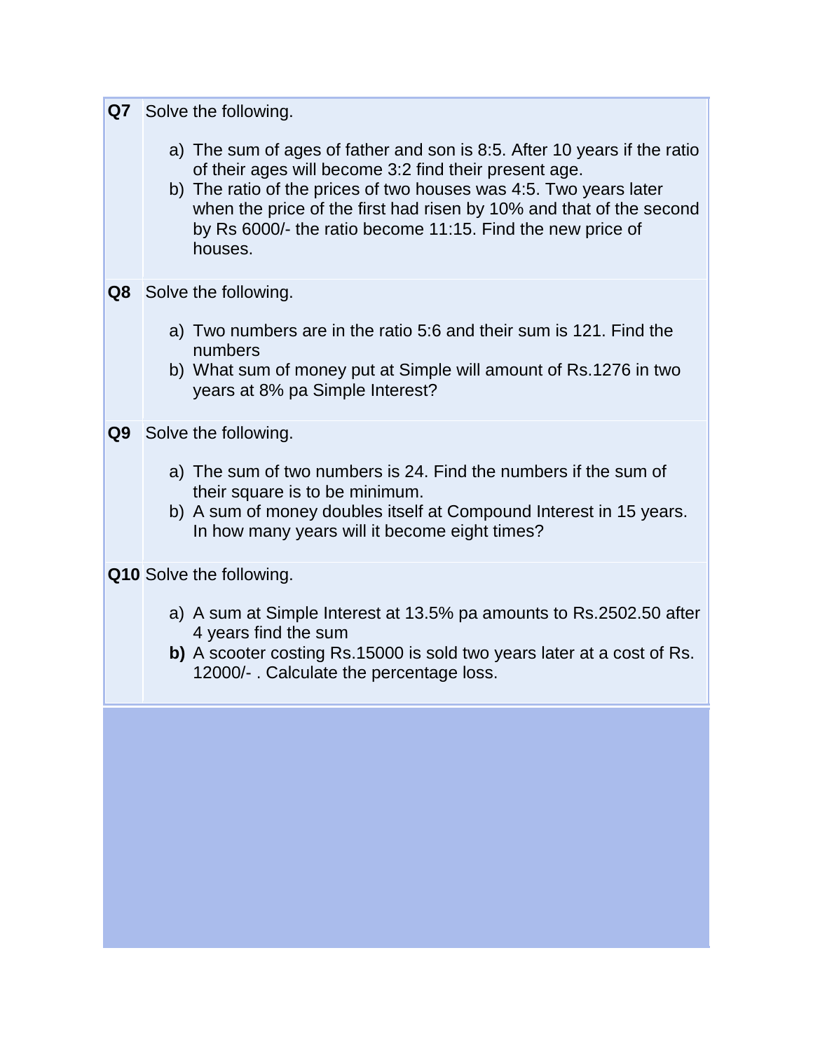**Q7** Solve the following.

a) The sum of ages of father and son is 8:5. After 10 years if the ratio of their ages will become 3:2 find their present age.
b) The ratio of the prices of two houses was 4:5. Two years later when the price of the first had risen by 10% and that of the second by Rs 6000/- the ratio become 11:15. Find the new price of houses.

**Q8** Solve the following.

a) Two numbers are in the ratio 5:6 and their sum is 121. Find the numbers
b) What sum of money put at Simple will amount of Rs.1276 in two years at 8% pa Simple Interest?

**Q9** Solve the following.

a) The sum of two numbers is 24. Find the numbers if the sum of their square is to be minimum.
b) A sum of money doubles itself at Compound Interest in 15 years. In how many years will it become eight times?

**Q10** Solve the following.

a) A sum at Simple Interest at 13.5% pa amounts to Rs.2502.50 after 4 years find the sum
**b)** A scooter costing Rs.15000 is sold two years later at a cost of Rs. 12000/- . Calculate the percentage loss.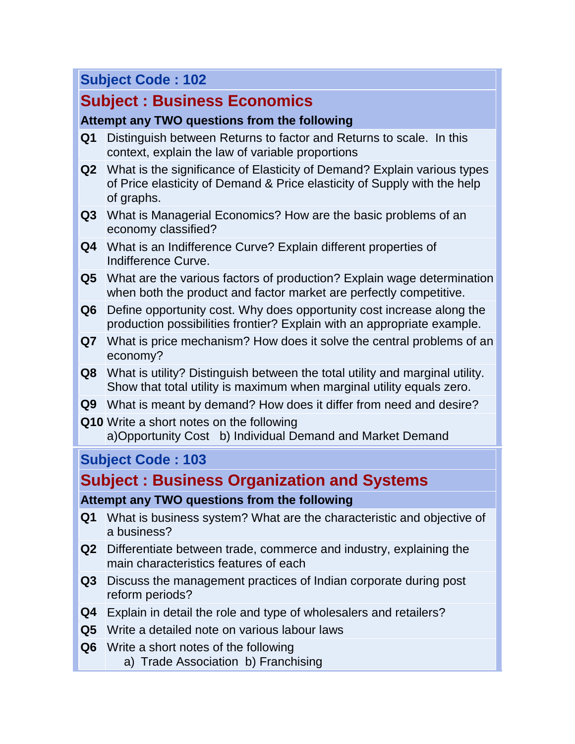## Subject Code : 102

# Subject : Business Economics

**Attempt any TWO questions from the following**

| | |
|---|---|
| **Q1** | Distinguish between Returns to factor and Returns to scale. In this context, explain the law of variable proportions |
| **Q2** | What is the significance of Elasticity of Demand? Explain various types of Price elasticity of Demand & Price elasticity of Supply with the help of graphs. |
| **Q3** | What is Managerial Economics? How are the basic problems of an economy classified? |
| **Q4** | What is an Indifference Curve? Explain different properties of Indifference Curve. |
| **Q5** | What are the various factors of production? Explain wage determination when both the product and factor market are perfectly competitive. |
| **Q6** | Define opportunity cost. Why does opportunity cost increase along the production possibilities frontier? Explain with an appropriate example. |
| **Q7** | What is price mechanism? How does it solve the central problems of an economy? |
| **Q8** | What is utility? Distinguish between the total utility and marginal utility. Show that total utility is maximum when marginal utility equals zero. |
| **Q9** | What is meant by demand? How does it differ from need and desire? |
| **Q10** | Write a short notes on the following<br>a)Opportunity Cost b) Individual Demand and Market Demand |

## Subject Code : 103

# Subject : Business Organization and Systems

**Attempt any TWO questions from the following**

| | |
|---|---|
| **Q1** | What is business system? What are the characteristic and objective of a business? |
| **Q2** | Differentiate between trade, commerce and industry, explaining the main characteristics features of each |
| **Q3** | Discuss the management practices of Indian corporate during post reform periods? |
| **Q4** | Explain in detail the role and type of wholesalers and retailers? |
| **Q5** | Write a detailed note on various labour laws |
| **Q6** | Write a short notes of the following<br>a) Trade Association b) Franchising |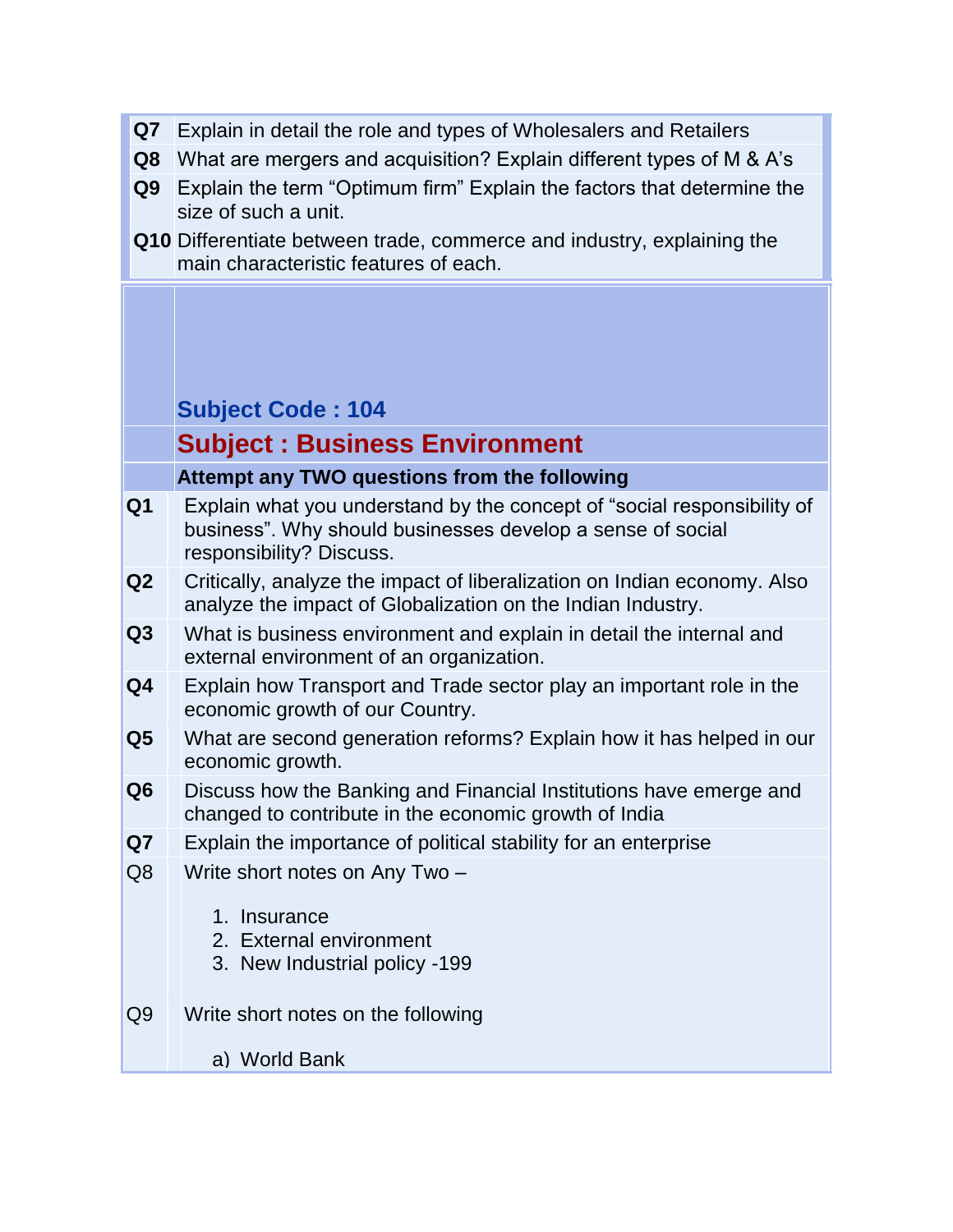| | |
|---|---|
| **Q7** | Explain in detail the role and types of Wholesalers and Retailers |
| **Q8** | What are mergers and acquisition? Explain different types of M & A's |
| **Q9** | Explain the term "Optimum firm" Explain the factors that determine the size of such a unit. |
| **Q10** | Differentiate between trade, commerce and industry, explaining the main characteristic features of each. |

## Subject Code : 104

## Subject : Business Environment

**Attempt any TWO questions from the following**

| | |
|---|---|
| **Q1** | Explain what you understand by the concept of "social responsibility of business". Why should businesses develop a sense of social responsibility? Discuss. |
| **Q2** | Critically, analyze the impact of liberalization on Indian economy. Also analyze the impact of Globalization on the Indian Industry. |
| **Q3** | What is business environment and explain in detail the internal and external environment of an organization. |
| **Q4** | Explain how Transport and Trade sector play an important role in the economic growth of our Country. |
| **Q5** | What are second generation reforms? Explain how it has helped in our economic growth. |
| **Q6** | Discuss how the Banking and Financial Institutions have emerge and changed to contribute in the economic growth of India |
| **Q7** | Explain the importance of political stability for an enterprise |
| Q8 | Write short notes on Any Two – <br> 1. Insurance <br> 2. External environment <br> 3. New Industrial policy -199 |
| Q9 | Write short notes on the following <br> a) World Bank |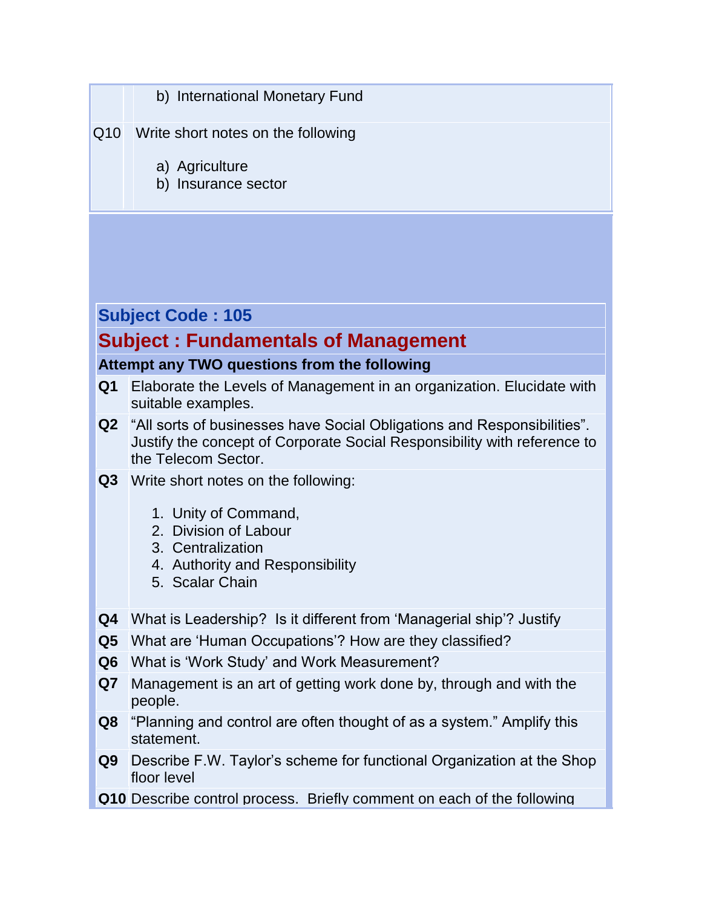| | |
|---|---|
| | b) International Monetary Fund |
| Q10 | Write short notes on the following<br><br>a) Agriculture<br>b) Insurance sector |

**Subject Code : 105**

## Subject : Fundamentals of Management

**Attempt any TWO questions from the following**

| | |
|---|---|
| **Q1** | Elaborate the Levels of Management in an organization. Elucidate with suitable examples. |
| **Q2** | "All sorts of businesses have Social Obligations and Responsibilities". Justify the concept of Corporate Social Responsibility with reference to the Telecom Sector. |
| **Q3** | Write short notes on the following:<br><br>1. Unity of Command,<br>2. Division of Labour<br>3. Centralization<br>4. Authority and Responsibility<br>5. Scalar Chain |
| **Q4** | What is Leadership? Is it different from 'Managerial ship'? Justify |
| **Q5** | What are 'Human Occupations'? How are they classified? |
| **Q6** | What is 'Work Study' and Work Measurement? |
| **Q7** | Management is an art of getting work done by, through and with the people. |
| **Q8** | "Planning and control are often thought of as a system." Amplify this statement. |
| **Q9** | Describe F.W. Taylor's scheme for functional Organization at the Shop floor level |
| **Q10** | Describe control process. Briefly comment on each of the following |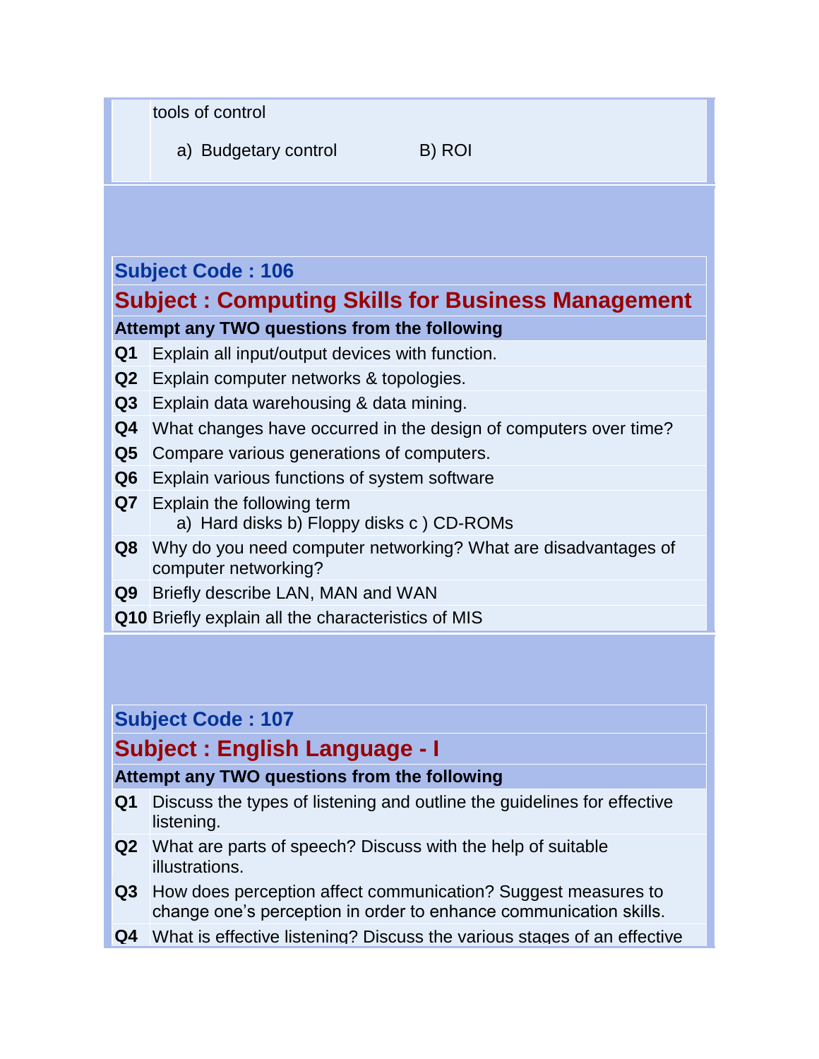tools of control

a) Budgetary control B) ROI

## Subject Code : 106

## Subject : Computing Skills for Business Management

**Attempt any TWO questions from the following**

**Q1** Explain all input/output devices with function.

**Q2** Explain computer networks & topologies.

**Q3** Explain data warehousing & data mining.

**Q4** What changes have occurred in the design of computers over time?

**Q5** Compare various generations of computers.

**Q6** Explain various functions of system software

**Q7** Explain the following term
a) Hard disks b) Floppy disks c ) CD-ROMs

**Q8** Why do you need computer networking? What are disadvantages of computer networking?

**Q9** Briefly describe LAN, MAN and WAN

**Q10** Briefly explain all the characteristics of MIS

## Subject Code : 107

## Subject : English Language - I

**Attempt any TWO questions from the following**

**Q1** Discuss the types of listening and outline the guidelines for effective listening.

**Q2** What are parts of speech? Discuss with the help of suitable illustrations.

**Q3** How does perception affect communication? Suggest measures to change one's perception in order to enhance communication skills.

**Q4** What is effective listening? Discuss the various stages of an effective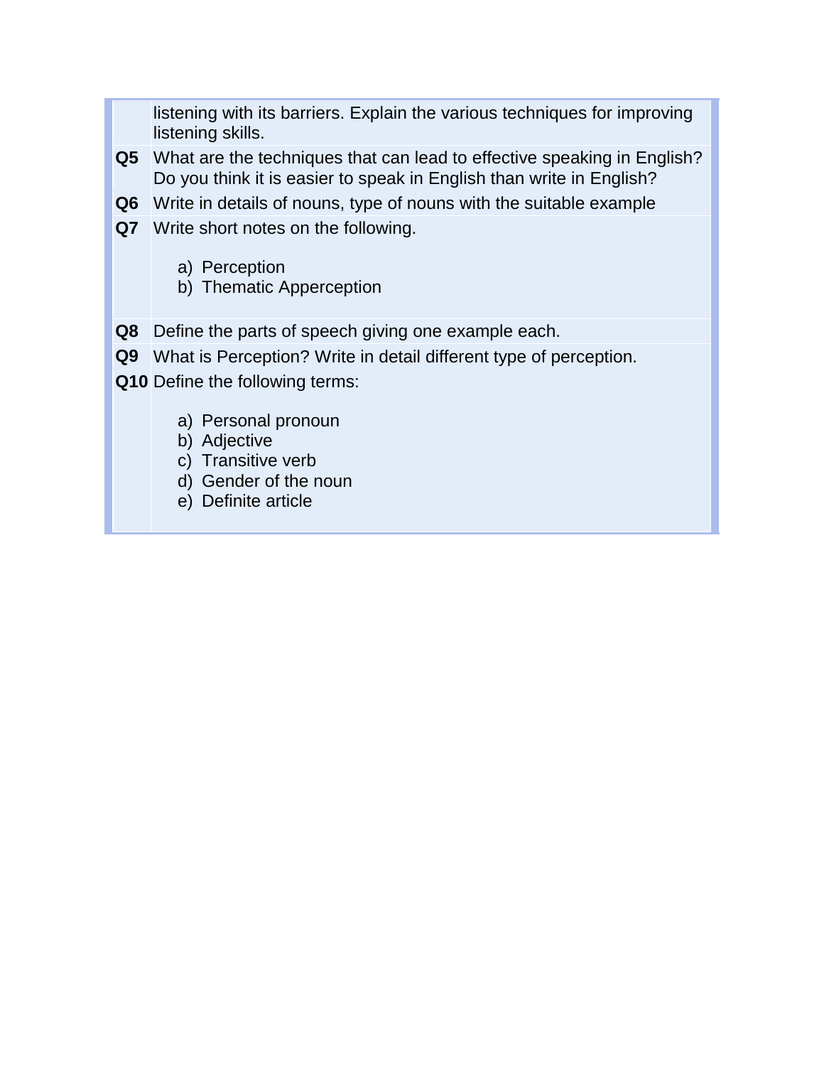| | |
|---|---|
| | listening with its barriers. Explain the various techniques for improving listening skills. |
| **Q5** | What are the techniques that can lead to effective speaking in English? Do you think it is easier to speak in English than write in English? |
| **Q6** | Write in details of nouns, type of nouns with the suitable example |
| **Q7** | Write short notes on the following.<br><br>a) Perception<br>b) Thematic Apperception |
| **Q8** | Define the parts of speech giving one example each. |
| **Q9** | What is Perception? Write in detail different type of perception. |
| **Q10** | Define the following terms:<br><br>a) Personal pronoun<br>b) Adjective<br>c) Transitive verb<br>d) Gender of the noun<br>e) Definite article |